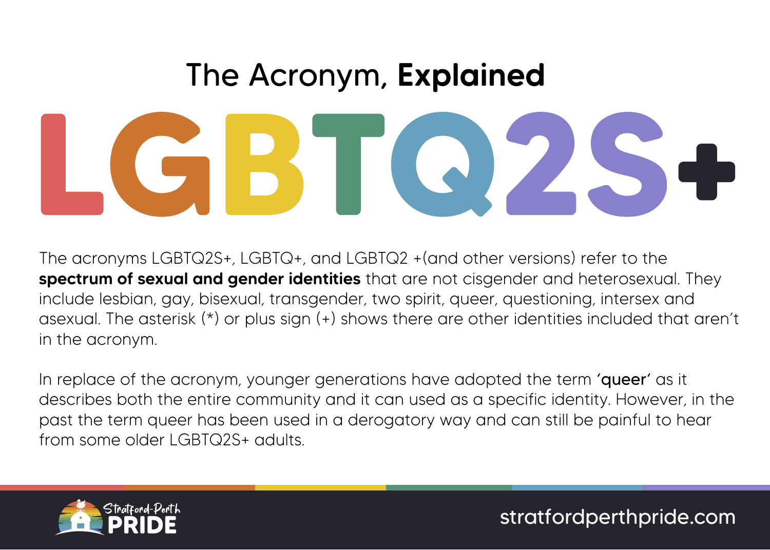# The Acronym, **Explained**

# LGBTQ2S+

The acronyms LGBTQ2S+, LGBTQ+, and LGBTQ2 +(and other versions) refer to the **spectrum of sexual and gender identities** that are not cisgender and heterosexual. They include lesbian, gay, bisexual, transgender, two spirit, queer, questioning, intersex and asexual. The asterisk (*) or plus sign (+) shows there are other identities included that aren't in the acronym.

In replace of the acronym, younger generations have adopted the term **'queer'** as it describes both the entire community and it can used as a specific identity. However, in the past the term queer has been used in a derogatory way and can still be painful to hear from some older LGBTQ2S+ adults.

Stratford-Perth PRIDE

stratfordperthpride.com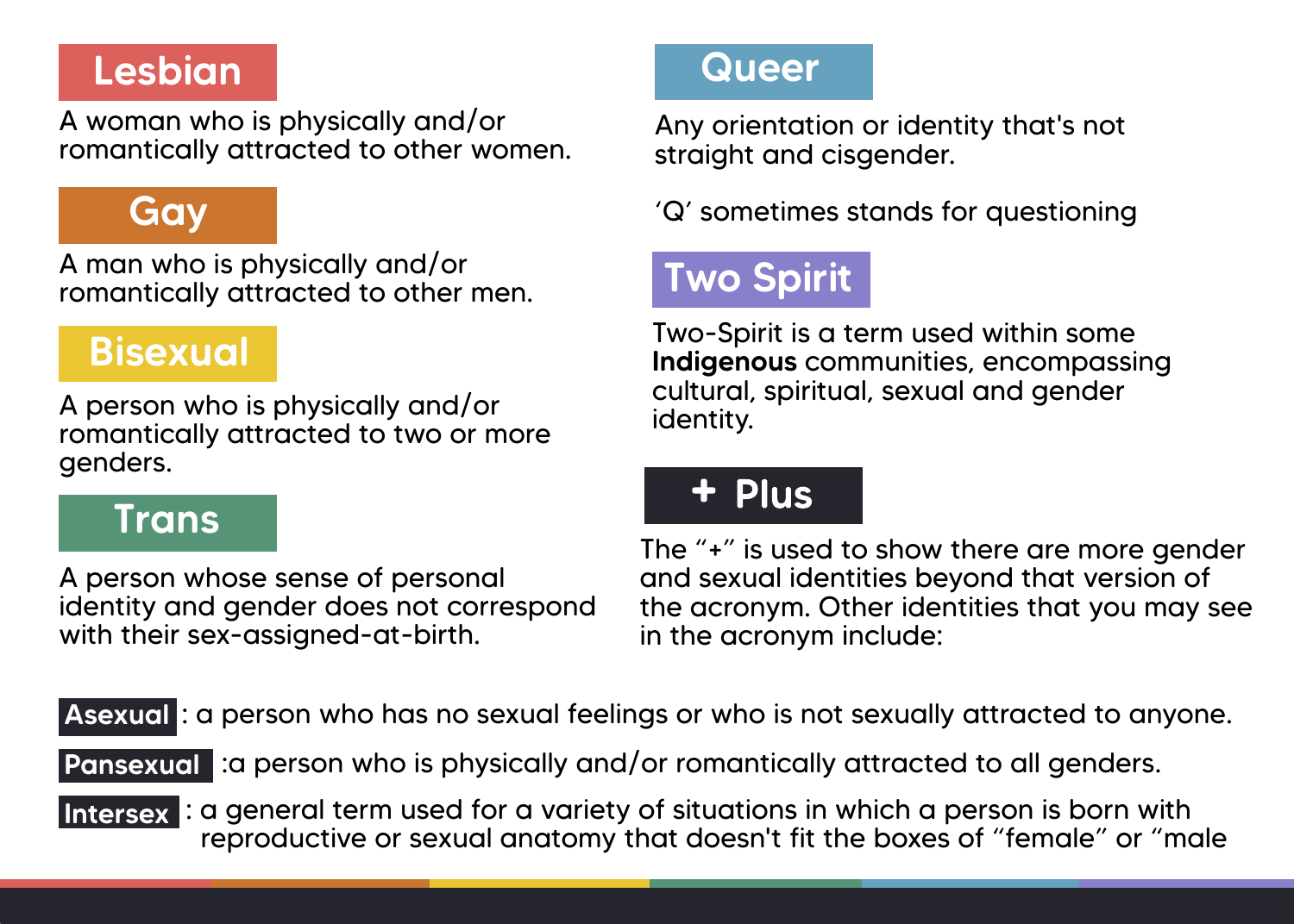## Lesbian

A woman who is physically and/or romantically attracted to other women.

## Gay

A man who is physically and/or romantically attracted to other men.

## Bisexual

A person who is physically and/or romantically attracted to two or more genders.

## Trans

A person whose sense of personal identity and gender does not correspond with their sex-assigned-at-birth.

## Queer

Any orientation or identity that's not straight and cisgender.

'Q' sometimes stands for questioning

## Two Spirit

Two-Spirit is a term used within some **Indigenous** communities, encompassing cultural, spiritual, sexual and gender identity.

## + Plus

The "+" is used to show there are more gender and sexual identities beyond that version of the acronym. Other identities that you may see in the acronym include:

**Asexual** : a person who has no sexual feelings or who is not sexually attracted to anyone.

**Pansexual** :a person who is physically and/or romantically attracted to all genders.

**Intersex** : a general term used for a variety of situations in which a person is born with reproductive or sexual anatomy that doesn't fit the boxes of "female" or "male